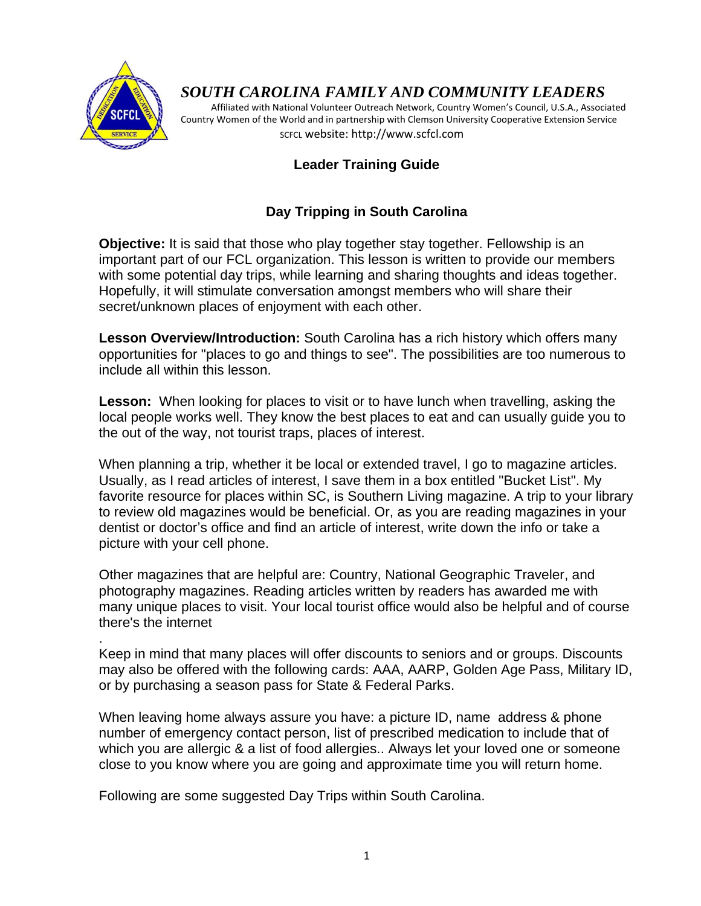# *SOUTH CAROLINA FAMILY AND COMMUNITY LEADERS*

Affiliated with National Volunteer Outreach Network, Country Women's Council, U.S.A., Associated Country Women of the World and in partnership with Clemson University Cooperative Extension Service

SCFCL website: http://www.scfcl.com

## Leader Training Guide

## Day Tripping in South Carolina

**Objective:** It is said that those who play together stay together. Fellowship is an important part of our FCL organization. This lesson is written to provide our members with some potential day trips, while learning and sharing thoughts and ideas together. Hopefully, it will stimulate conversation amongst members who will share their secret/unknown places of enjoyment with each other.

**Lesson Overview/Introduction:** South Carolina has a rich history which offers many opportunities for "places to go and things to see". The possibilities are too numerous to include all within this lesson.

**Lesson:** When looking for places to visit or to have lunch when travelling, asking the local people works well. They know the best places to eat and can usually guide you to the out of the way, not tourist traps, places of interest.

When planning a trip, whether it be local or extended travel, I go to magazine articles. Usually, as I read articles of interest, I save them in a box entitled "Bucket List". My favorite resource for places within SC, is Southern Living magazine. A trip to your library to review old magazines would be beneficial. Or, as you are reading magazines in your dentist or doctor's office and find an article of interest, write down the info or take a picture with your cell phone.

Other magazines that are helpful are: Country, National Geographic Traveler, and photography magazines. Reading articles written by readers has awarded me with many unique places to visit. Your local tourist office would also be helpful and of course there's the internet

.

Keep in mind that many places will offer discounts to seniors and or groups. Discounts may also be offered with the following cards: AAA, AARP, Golden Age Pass, Military ID, or by purchasing a season pass for State & Federal Parks.

When leaving home always assure you have: a picture ID, name address & phone number of emergency contact person, list of prescribed medication to include that of which you are allergic & a list of food allergies.. Always let your loved one or someone close to you know where you are going and approximate time you will return home.

Following are some suggested Day Trips within South Carolina.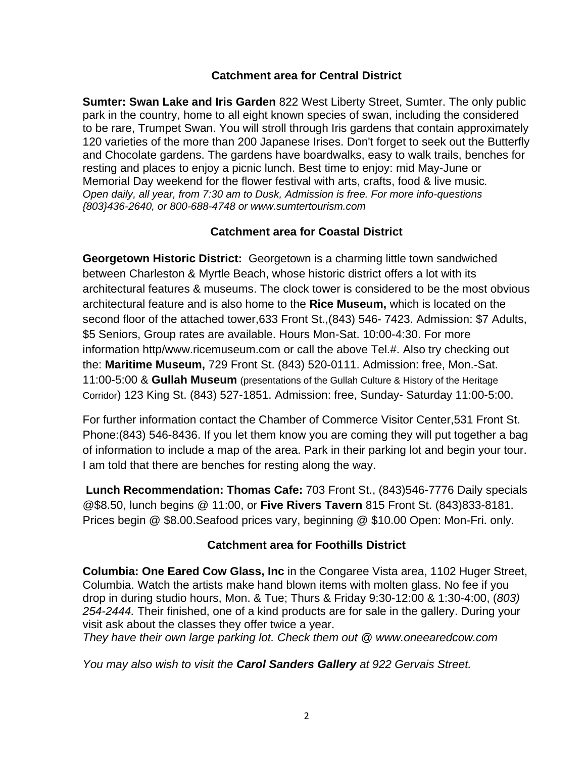## Catchment area for Central District

**Sumter: Swan Lake and Iris Garden** 822 West Liberty Street, Sumter. The only public park in the country, home to all eight known species of swan, including the considered to be rare, Trumpet Swan. You will stroll through Iris gardens that contain approximately 120 varieties of the more than 200 Japanese Irises. Don't forget to seek out the Butterfly and Chocolate gardens. The gardens have boardwalks, easy to walk trails, benches for resting and places to enjoy a picnic lunch. Best time to enjoy: mid May-June or Memorial Day weekend for the flower festival with arts, crafts, food & live music. *Open daily, all year, from 7:30 am to Dusk, Admission is free. For more info-questions {803}436-2640, or 800-688-4748 or www.sumtertourism.com*

## Catchment area for Coastal District

**Georgetown Historic District:** Georgetown is a charming little town sandwiched between Charleston & Myrtle Beach, whose historic district offers a lot with its architectural features & museums. The clock tower is considered to be the most obvious architectural feature and is also home to the **Rice Museum,** which is located on the second floor of the attached tower,633 Front St.,(843) 546- 7423. Admission: $7 Adults, $5 Seniors, Group rates are available. Hours Mon-Sat. 10:00-4:30. For more information http/www.ricemuseum.com or call the above Tel.#. Also try checking out the: **Maritime Museum,** 729 Front St. (843) 520-0111. Admission: free, Mon.-Sat. 11:00-5:00 & **Gullah Museum** (presentations of the Gullah Culture & History of the Heritage Corridor) 123 King St. (843) 527-1851. Admission: free, Sunday- Saturday 11:00-5:00.

For further information contact the Chamber of Commerce Visitor Center,531 Front St. Phone:(843) 546-8436. If you let them know you are coming they will put together a bag of information to include a map of the area. Park in their parking lot and begin your tour. I am told that there are benches for resting along the way.

**Lunch Recommendation: Thomas Cafe:** 703 Front St., (843)546-7776 Daily specials @$8.50, lunch begins @ 11:00, or **Five Rivers Tavern** 815 Front St. (843)833-8181. Prices begin @ $8.00.Seafood prices vary, beginning @ $10.00 Open: Mon-Fri. only.

## Catchment area for Foothills District

**Columbia: One Eared Cow Glass, Inc** in the Congaree Vista area, 1102 Huger Street, Columbia. Watch the artists make hand blown items with molten glass. No fee if you drop in during studio hours, Mon. & Tue; Thurs & Friday 9:30-12:00 & 1:30-4:00, (*803) 254-2444.* Their finished, one of a kind products are for sale in the gallery. During your visit ask about the classes they offer twice a year.
*They have their own large parking lot. Check them out @ www.oneearedcow.com*

*You may also wish to visit the **Carol Sanders Gallery** at 922 Gervais Street.*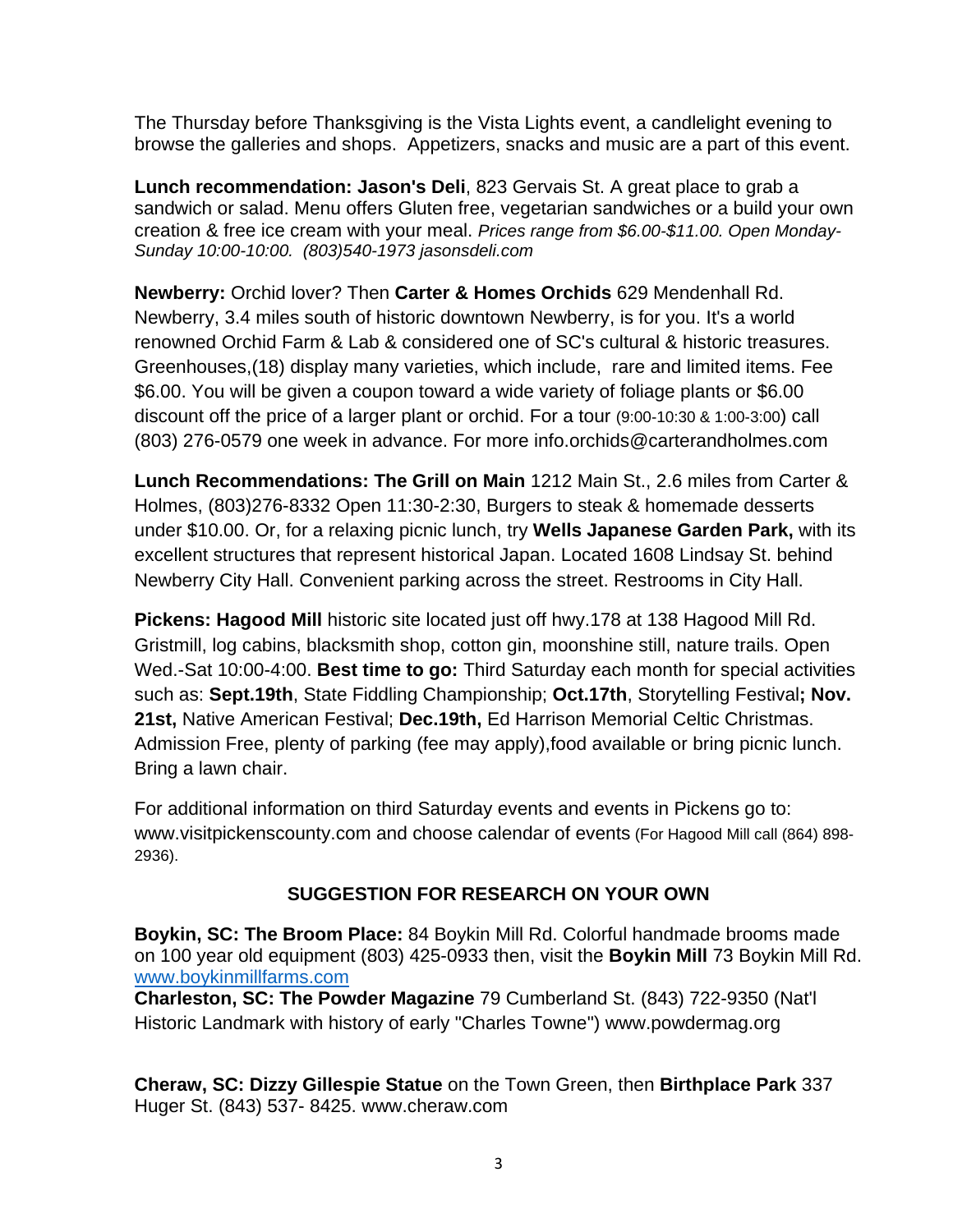The Thursday before Thanksgiving is the Vista Lights event, a candlelight evening to browse the galleries and shops. Appetizers, snacks and music are a part of this event.

**Lunch recommendation: Jason's Deli**, 823 Gervais St. A great place to grab a sandwich or salad. Menu offers Gluten free, vegetarian sandwiches or a build your own creation & free ice cream with your meal. *Prices range from $6.00-$11.00. Open Monday-Sunday 10:00-10:00. (803)540-1973 jasonsdeli.com*

**Newberry:** Orchid lover? Then **Carter & Homes Orchids** 629 Mendenhall Rd. Newberry, 3.4 miles south of historic downtown Newberry, is for you. It's a world renowned Orchid Farm & Lab & considered one of SC's cultural & historic treasures. Greenhouses,(18) display many varieties, which include, rare and limited items. Fee $6.00. You will be given a coupon toward a wide variety of foliage plants or $6.00 discount off the price of a larger plant or orchid. For a tour (9:00-10:30 & 1:00-3:00) call (803) 276-0579 one week in advance. For more info.orchids@carterandholmes.com

**Lunch Recommendations: The Grill on Main** 1212 Main St., 2.6 miles from Carter & Holmes, (803)276-8332 Open 11:30-2:30, Burgers to steak & homemade desserts under $10.00. Or, for a relaxing picnic lunch, try **Wells Japanese Garden Park,** with its excellent structures that represent historical Japan. Located 1608 Lindsay St. behind Newberry City Hall. Convenient parking across the street. Restrooms in City Hall.

**Pickens: Hagood Mill** historic site located just off hwy.178 at 138 Hagood Mill Rd. Gristmill, log cabins, blacksmith shop, cotton gin, moonshine still, nature trails. Open Wed.-Sat 10:00-4:00. **Best time to go:** Third Saturday each month for special activities such as: **Sept.19th**, State Fiddling Championship; **Oct.17th**, Storytelling Festival**; Nov. 21st,** Native American Festival; **Dec.19th,** Ed Harrison Memorial Celtic Christmas. Admission Free, plenty of parking (fee may apply),food available or bring picnic lunch. Bring a lawn chair.

For additional information on third Saturday events and events in Pickens go to: www.visitpickenscounty.com and choose calendar of events (For Hagood Mill call (864) 898-2936).

## SUGGESTION FOR RESEARCH ON YOUR OWN

**Boykin, SC: The Broom Place:** 84 Boykin Mill Rd. Colorful handmade brooms made on 100 year old equipment (803) 425-0933 then, visit the **Boykin Mill** 73 Boykin Mill Rd. www.boykinmillfarms.com

**Charleston, SC: The Powder Magazine** 79 Cumberland St. (843) 722-9350 (Nat'l Historic Landmark with history of early "Charles Towne") www.powdermag.org

**Cheraw, SC: Dizzy Gillespie Statue** on the Town Green, then **Birthplace Park** 337 Huger St. (843) 537- 8425. www.cheraw.com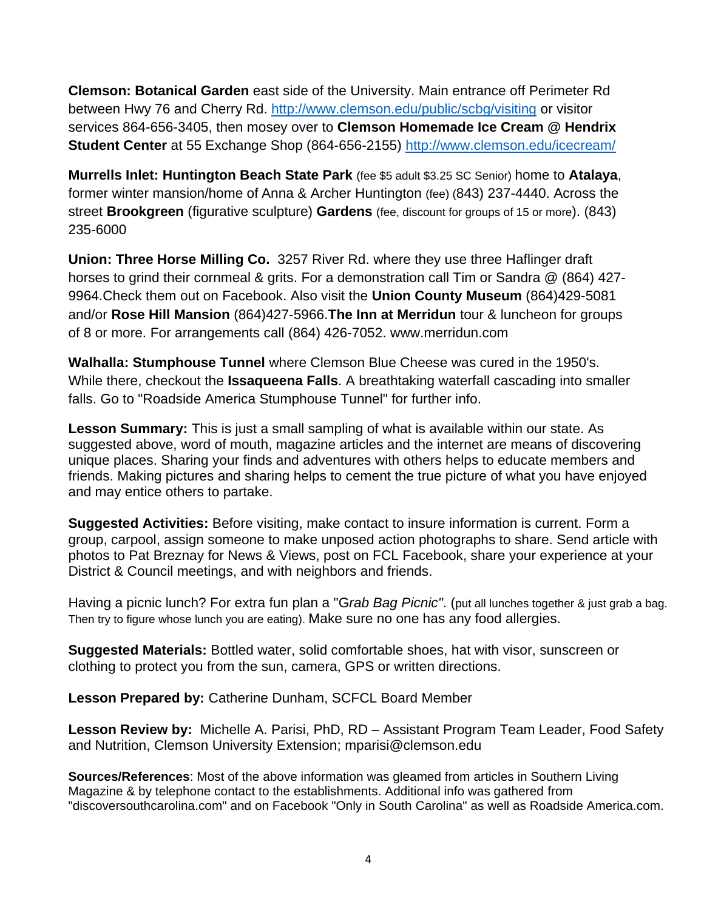**Clemson: Botanical Garden** east side of the University. Main entrance off Perimeter Rd between Hwy 76 and Cherry Rd. http://www.clemson.edu/public/scbg/visiting or visitor services 864-656-3405, then mosey over to **Clemson Homemade Ice Cream @ Hendrix Student Center** at 55 Exchange Shop (864-656-2155) http://www.clemson.edu/icecream/

**Murrells Inlet: Huntington Beach State Park** (fee $5 adult $3.25 SC Senior) home to **Atalaya**, former winter mansion/home of Anna & Archer Huntington (fee) (843) 237-4440. Across the street **Brookgreen** (figurative sculpture) **Gardens** (fee, discount for groups of 15 or more). (843) 235-6000

**Union: Three Horse Milling Co.** 3257 River Rd. where they use three Haflinger draft horses to grind their cornmeal & grits. For a demonstration call Tim or Sandra @ (864) 427-9964.Check them out on Facebook. Also visit the **Union County Museum** (864)429-5081 and/or **Rose Hill Mansion** (864)427-5966.**The Inn at Merridun** tour & luncheon for groups of 8 or more. For arrangements call (864) 426-7052. www.merridun.com

**Walhalla: Stumphouse Tunnel** where Clemson Blue Cheese was cured in the 1950's. While there, checkout the **Issaqueena Falls**. A breathtaking waterfall cascading into smaller falls. Go to "Roadside America Stumphouse Tunnel" for further info.

**Lesson Summary:** This is just a small sampling of what is available within our state. As suggested above, word of mouth, magazine articles and the internet are means of discovering unique places. Sharing your finds and adventures with others helps to educate members and friends. Making pictures and sharing helps to cement the true picture of what you have enjoyed and may entice others to partake.

**Suggested Activities:** Before visiting, make contact to insure information is current. Form a group, carpool, assign someone to make unposed action photographs to share. Send article with photos to Pat Breznay for News & Views, post on FCL Facebook, share your experience at your District & Council meetings, and with neighbors and friends.

Having a picnic lunch? For extra fun plan a "G*rab Bag Picnic"*. (put all lunches together & just grab a bag. Then try to figure whose lunch you are eating). Make sure no one has any food allergies.

**Suggested Materials:** Bottled water, solid comfortable shoes, hat with visor, sunscreen or clothing to protect you from the sun, camera, GPS or written directions.

**Lesson Prepared by:** Catherine Dunham, SCFCL Board Member

**Lesson Review by:** Michelle A. Parisi, PhD, RD – Assistant Program Team Leader, Food Safety and Nutrition, Clemson University Extension; mparisi@clemson.edu

**Sources/References**: Most of the above information was gleamed from articles in Southern Living Magazine & by telephone contact to the establishments. Additional info was gathered from "discoversouthcarolina.com" and on Facebook "Only in South Carolina" as well as Roadside America.com.